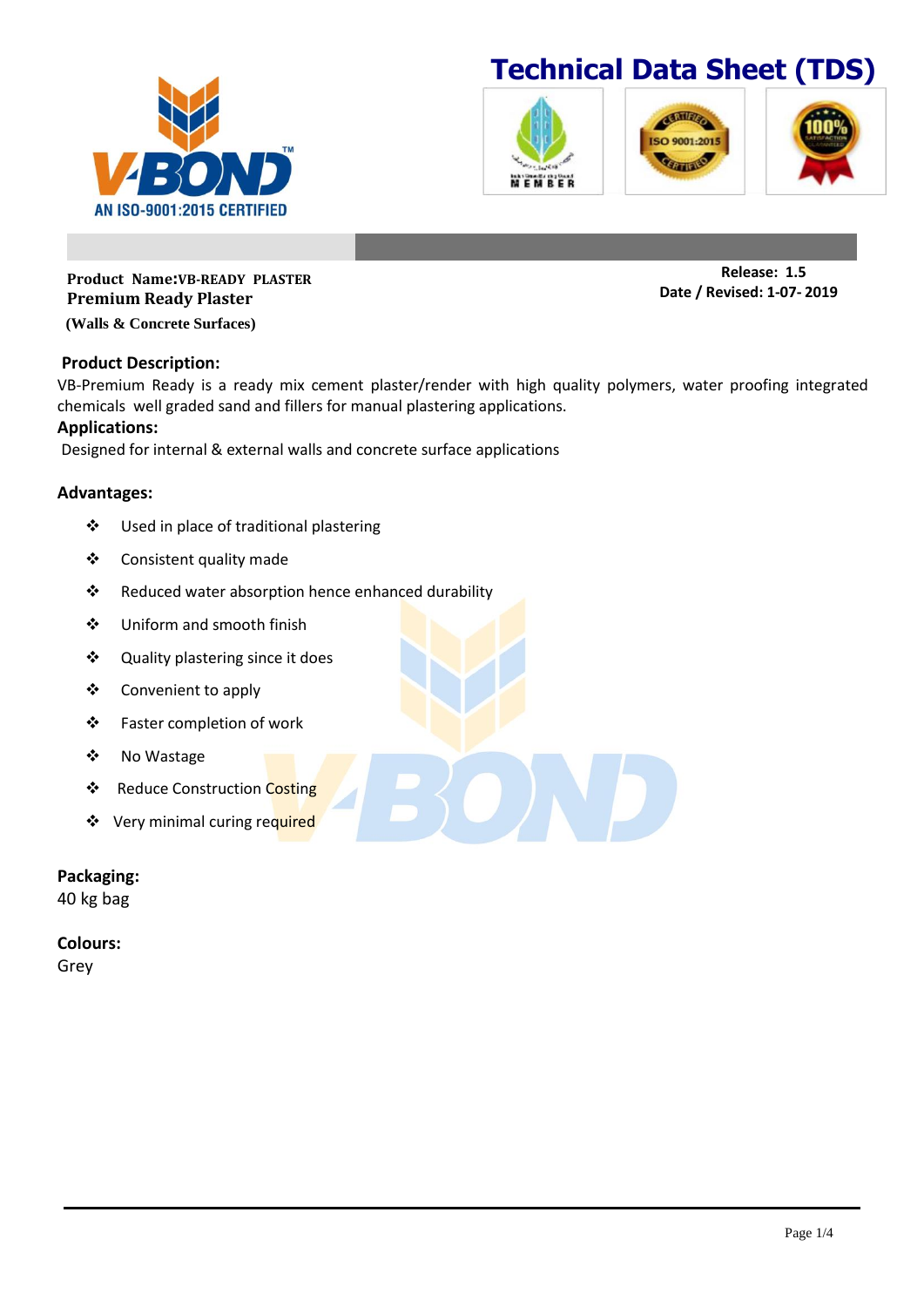# Technical Data Sheet (TDS)

V-BOND™
AN ISO-9001:2015 CERTIFIED

**Product Name:VB-READY PLASTER**
**Premium Ready Plaster**
**(Walls & Concrete Surfaces)**

**Release: 1.5**
**Date / Revised: 1-07- 2019**

## Product Description:

VB-Premium Ready is a ready mix cement plaster/render with high quality polymers, water proofing integrated chemicals well graded sand and fillers for manual plastering applications.

## Applications:

Designed for internal & external walls and concrete surface applications

## Advantages:

- Used in place of traditional plastering
- Consistent quality made
- Reduced water absorption hence enhanced durability
- Uniform and smooth finish
- Quality plastering since it does
- Convenient to apply
- Faster completion of work
- No Wastage
- Reduce Construction Costing
- Very minimal curing required

## Packaging:

40 kg bag

## Colours:

Grey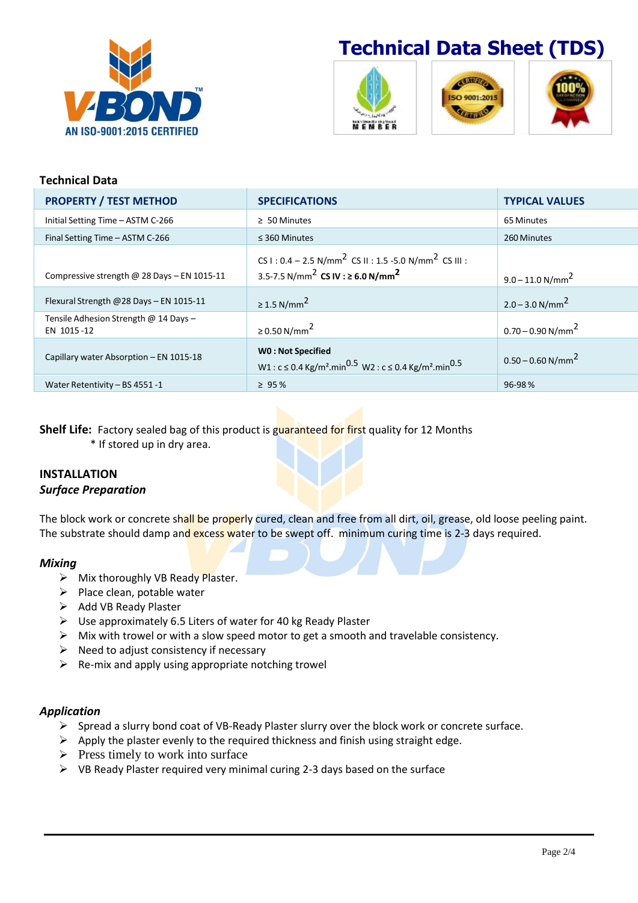# Technical Data Sheet (TDS)

V-BOND AN ISO-9001:2015 CERTIFIED

## Technical Data

| PROPERTY / TEST METHOD | SPECIFICATIONS | TYPICAL VALUES |
|---|---|---|
| Initial Setting Time – ASTM C-266 | ≥ 50 Minutes | 65 Minutes |
| Final Setting Time – ASTM C-266 | ≤ 360 Minutes | 260 Minutes |
| Compressive strength @ 28 Days – EN 1015-11 | CS I : 0.4 – 2.5 N/mm$^2$ CS II : 1.5 -5.0 N/mm$^2$ CS III : 3.5-7.5 N/mm$^2$ **CS IV : ≥ 6.0 N/mm$^2$** | 9.0 – 11.0 N/mm$^2$ |
| Flexural Strength @28 Days – EN 1015-11 | ≥ 1.5 N/mm$^2$ | 2.0 – 3.0 N/mm$^2$ |
| Tensile Adhesion Strength @ 14 Days – EN 1015 -12 | ≥ 0.50 N/mm$^2$ | 0.70 – 0.90 N/mm$^2$ |
| Capillary water Absorption – EN 1015-18 | **W0 : Not Specified** W1 : c ≤ 0.4 Kg/m².min$^{0.5}$ W2 : c ≤ 0.4 Kg/m².min$^{0.5}$ | 0.50 – 0.60 N/mm$^2$ |
| Water Retentivity – BS 4551 -1 | ≥ 95 % | 96-98 % |

**Shelf Life:** Factory sealed bag of this product is guaranteed for first quality for 12 Months
\* If stored up in dry area.

## INSTALLATION

### *Surface Preparation*

The block work or concrete shall be properly cured, clean and free from all dirt, oil, grease, old loose peeling paint. The substrate should damp and excess water to be swept off. minimum curing time is 2-3 days required.

### *Mixing*

- Mix thoroughly VB Ready Plaster.
- Place clean, potable water
- Add VB Ready Plaster
- Use approximately 6.5 Liters of water for 40 kg Ready Plaster
- Mix with trowel or with a slow speed motor to get a smooth and travelable consistency.
- Need to adjust consistency if necessary
- Re-mix and apply using appropriate notching trowel

### *Application*

- Spread a slurry bond coat of VB-Ready Plaster slurry over the block work or concrete surface.
- Apply the plaster evenly to the required thickness and finish using straight edge.
- Press timely to work into surface
- VB Ready Plaster required very minimal curing 2-3 days based on the surface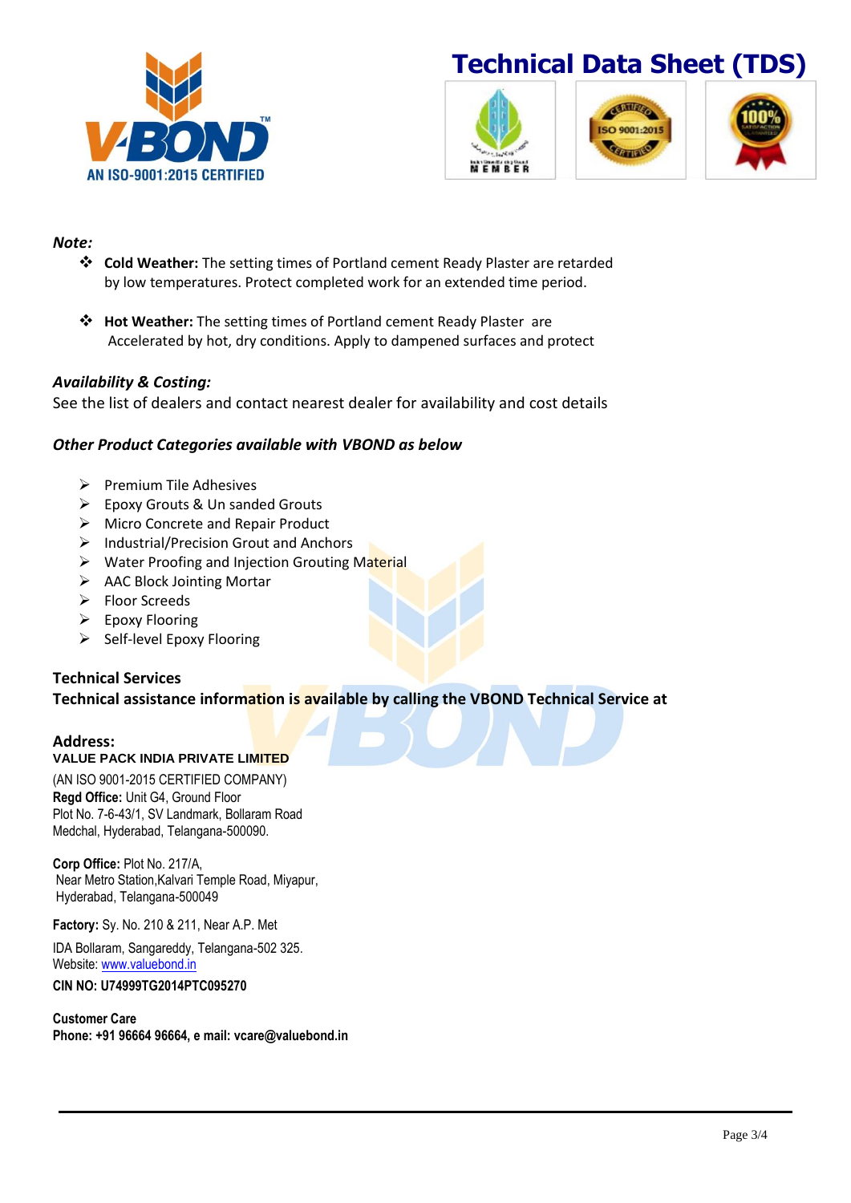**Technical Data Sheet (TDS)**

*Note:*

- **Cold Weather:** The setting times of Portland cement Ready Plaster are retarded by low temperatures. Protect completed work for an extended time period.

- **Hot Weather:** The setting times of Portland cement Ready Plaster are Accelerated by hot, dry conditions. Apply to dampened surfaces and protect

### *Availability & Costing:*

See the list of dealers and contact nearest dealer for availability and cost details

### *Other Product Categories available with VBOND as below*

- Premium Tile Adhesives
- Epoxy Grouts & Un sanded Grouts
- Micro Concrete and Repair Product
- Industrial/Precision Grout and Anchors
- Water Proofing and Injection Grouting Material
- AAC Block Jointing Mortar
- Floor Screeds
- Epoxy Flooring
- Self-level Epoxy Flooring

### Technical Services

**Technical assistance information is available by calling the VBOND Technical Service at**

### Address:

**VALUE PACK INDIA PRIVATE LIMITED**

(AN ISO 9001-2015 CERTIFIED COMPANY)
**Regd Office:** Unit G4, Ground Floor
Plot No. 7-6-43/1, SV Landmark, Bollaram Road
Medchal, Hyderabad, Telangana-500090.

**Corp Office:** Plot No. 217/A,
Near Metro Station,Kalvari Temple Road, Miyapur,
Hyderabad, Telangana-500049

**Factory:** Sy. No. 210 & 211, Near A.P. Met

IDA Bollaram, Sangareddy, Telangana-502 325.
Website: www.valuebond.in

**CIN NO: U74999TG2014PTC095270**

**Customer Care**
**Phone: +91 96664 96664, e mail: vcare@valuebond.in**